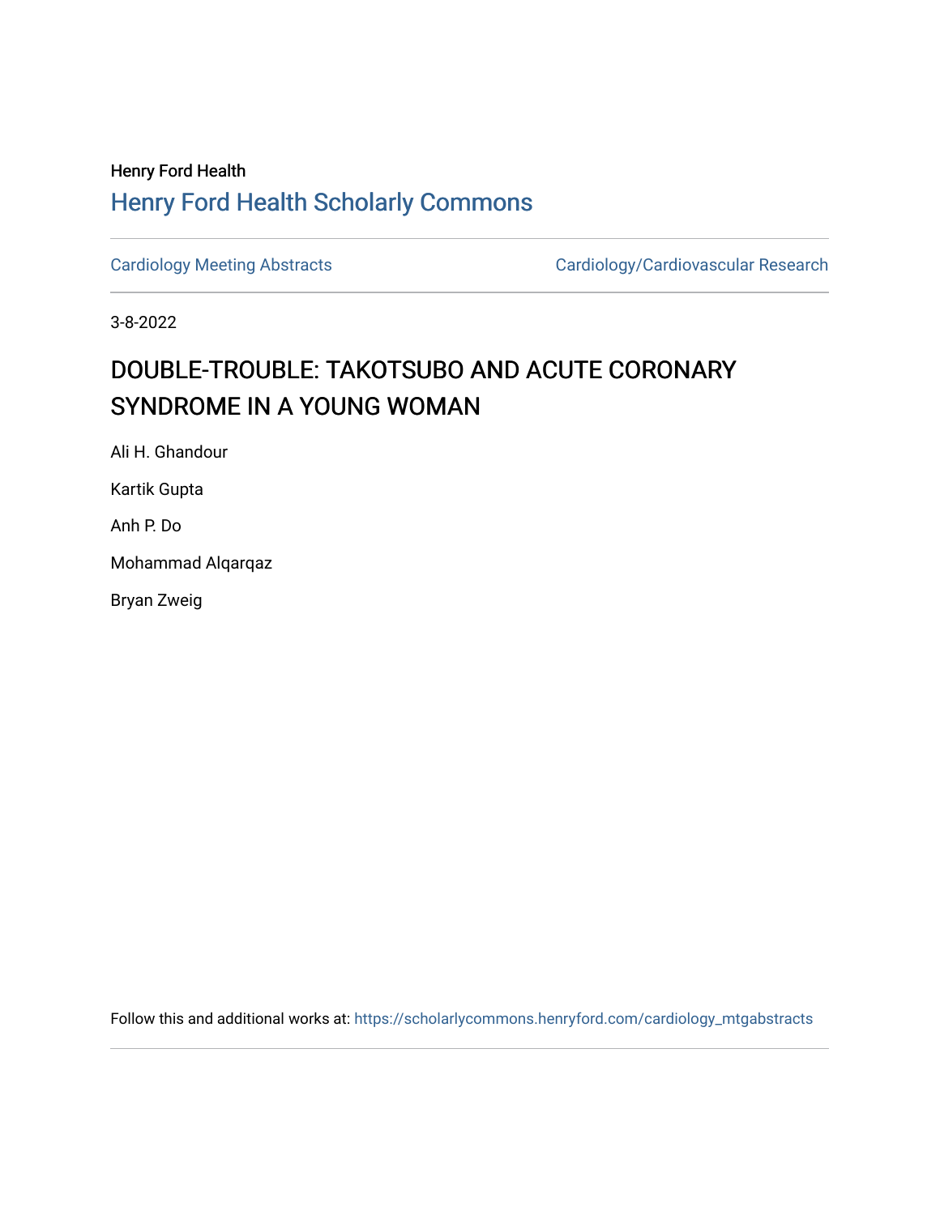Henry Ford Health

## Henry Ford Health Scholarly Commons

Cardiology Meeting Abstracts | Cardiology/Cardiovascular Research

3-8-2022

# DOUBLE-TROUBLE: TAKOTSUBO AND ACUTE CORONARY SYNDROME IN A YOUNG WOMAN

Ali H. Ghandour

Kartik Gupta

Anh P. Do

Mohammad Alqarqaz

Bryan Zweig

Follow this and additional works at: https://scholarlycommons.henryford.com/cardiology_mtgabstracts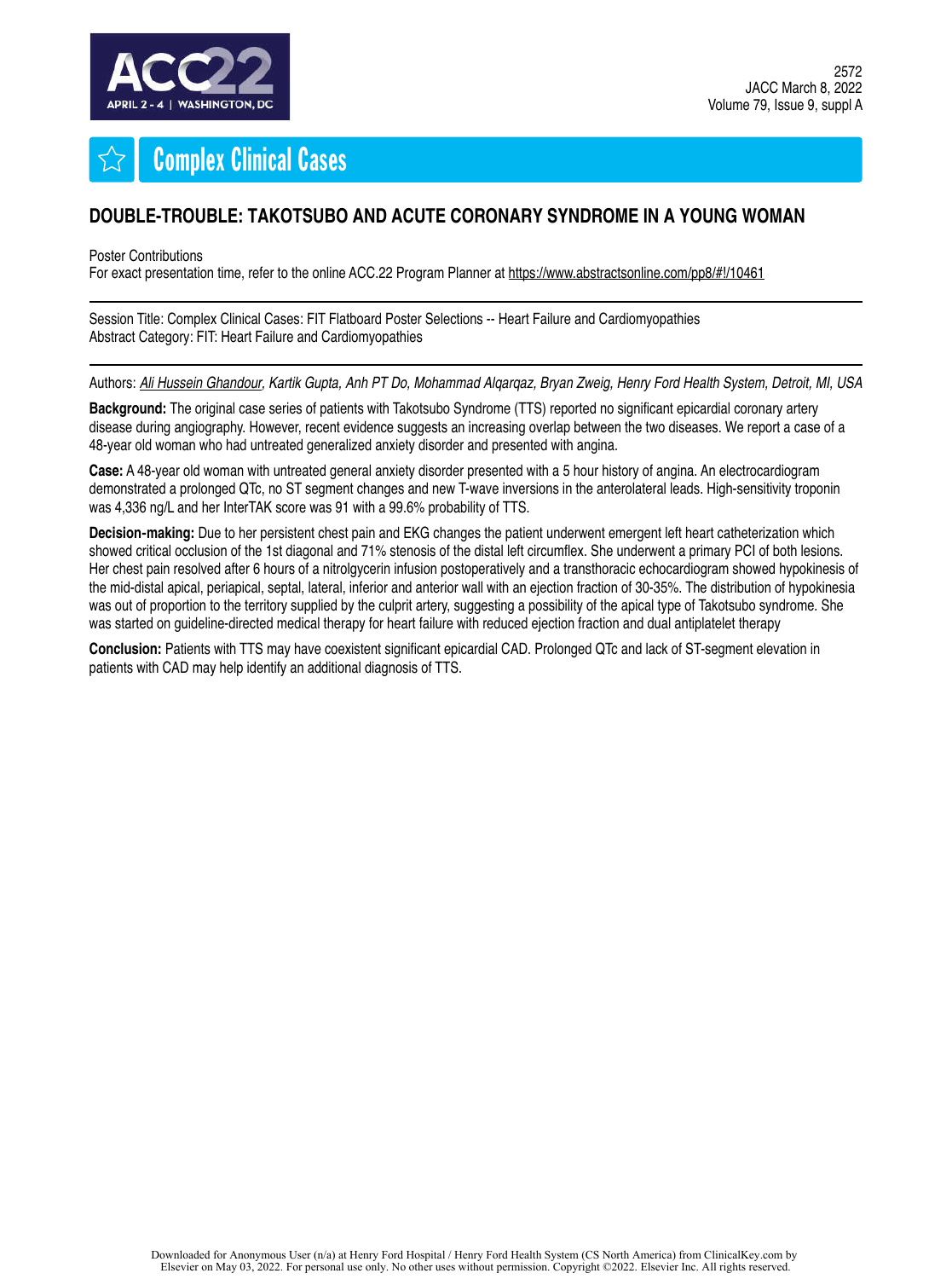## Complex Clinical Cases

# DOUBLE-TROUBLE: TAKOTSUBO AND ACUTE CORONARY SYNDROME IN A YOUNG WOMAN

Poster Contributions
For exact presentation time, refer to the online ACC.22 Program Planner at https://www.abstractsonline.com/pp8/#!/10461

---

Session Title: Complex Clinical Cases: FIT Flatboard Poster Selections -- Heart Failure and Cardiomyopathies
Abstract Category: FIT: Heart Failure and Cardiomyopathies

---

Authors: *Ali Hussein Ghandour, Kartik Gupta, Anh PT Do, Mohammad Alqarqaz, Bryan Zweig, Henry Ford Health System, Detroit, MI, USA*

**Background:** The original case series of patients with Takotsubo Syndrome (TTS) reported no significant epicardial coronary artery disease during angiography. However, recent evidence suggests an increasing overlap between the two diseases. We report a case of a 48-year old woman who had untreated generalized anxiety disorder and presented with angina.

**Case:** A 48-year old woman with untreated general anxiety disorder presented with a 5 hour history of angina. An electrocardiogram demonstrated a prolonged QTc, no ST segment changes and new T-wave inversions in the anterolateral leads. High-sensitivity troponin was 4,336 ng/L and her InterTAK score was 91 with a 99.6% probability of TTS.

**Decision-making:** Due to her persistent chest pain and EKG changes the patient underwent emergent left heart catheterization which showed critical occlusion of the 1st diagonal and 71% stenosis of the distal left circumflex. She underwent a primary PCI of both lesions. Her chest pain resolved after 6 hours of a nitrolgycerin infusion postoperatively and a transthoracic echocardiogram showed hypokinesis of the mid-distal apical, periapical, septal, lateral, inferior and anterior wall with an ejection fraction of 30-35%. The distribution of hypokinesia was out of proportion to the territory supplied by the culprit artery, suggesting a possibility of the apical type of Takotsubo syndrome. She was started on guideline-directed medical therapy for heart failure with reduced ejection fraction and dual antiplatelet therapy

**Conclusion:** Patients with TTS may have coexistent significant epicardial CAD. Prolonged QTc and lack of ST-segment elevation in patients with CAD may help identify an additional diagnosis of TTS.